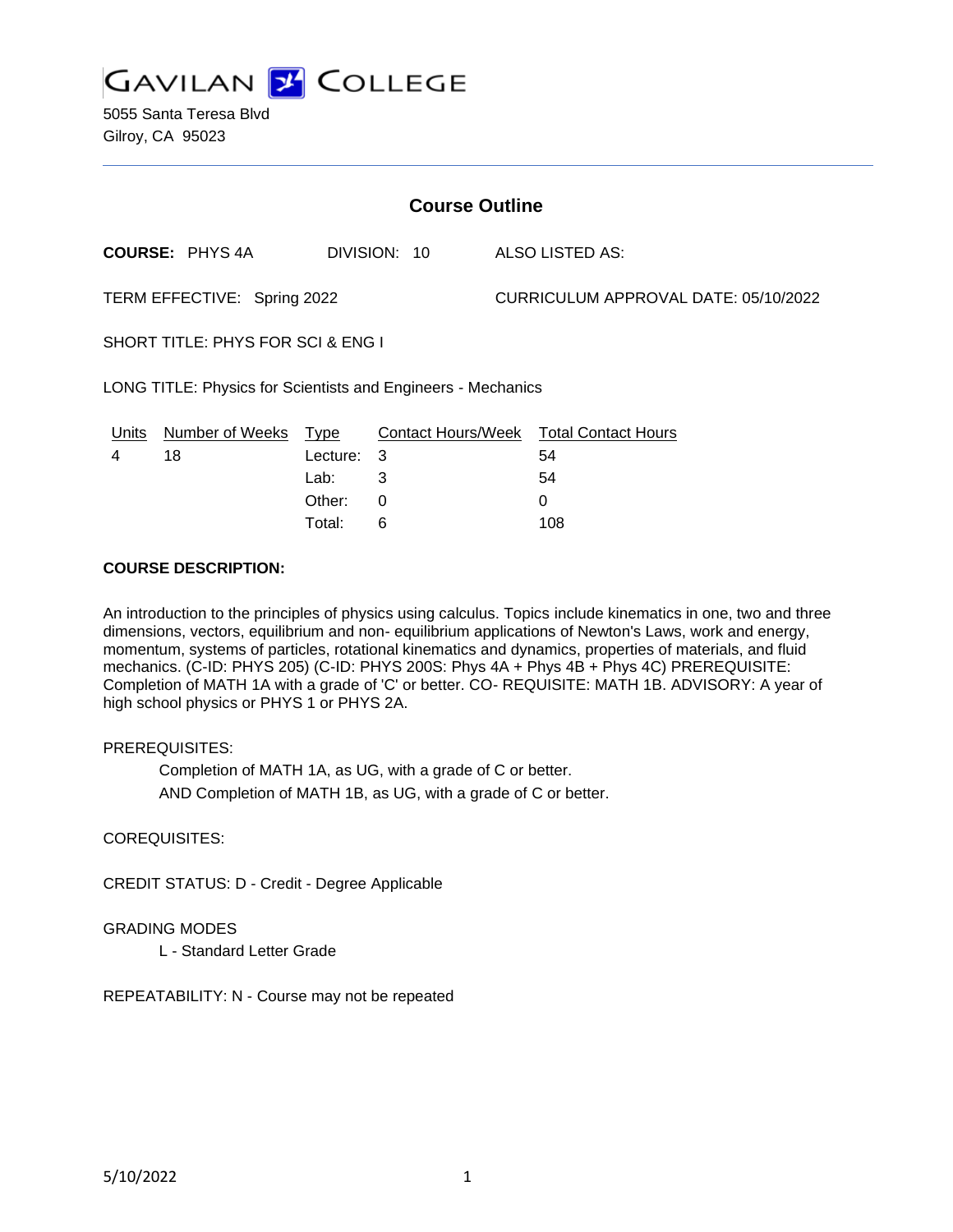# GAVILAN COLLEGE

5055 Santa Teresa Blvd
Gilroy, CA 95023

## Course Outline

**COURSE:** PHYS 4A DIVISION: 10 ALSO LISTED AS:

TERM EFFECTIVE: Spring 2022 CURRICULUM APPROVAL DATE: 05/10/2022

SHORT TITLE: PHYS FOR SCI & ENG I

LONG TITLE: Physics for Scientists and Engineers - Mechanics

| Units | Number of Weeks | Type | Contact Hours/Week | Total Contact Hours |
|---|---|---|---|---|
| 4 | 18 | Lecture: | 3 | 54 |
| | | Lab: | 3 | 54 |
| | | Other: | 0 | 0 |
| | | Total: | 6 | 108 |

**COURSE DESCRIPTION:**

An introduction to the principles of physics using calculus. Topics include kinematics in one, two and three dimensions, vectors, equilibrium and non- equilibrium applications of Newton's Laws, work and energy, momentum, systems of particles, rotational kinematics and dynamics, properties of materials, and fluid mechanics. (C-ID: PHYS 205) (C-ID: PHYS 200S: Phys 4A + Phys 4B + Phys 4C) PREREQUISITE: Completion of MATH 1A with a grade of 'C' or better. CO- REQUISITE: MATH 1B. ADVISORY: A year of high school physics or PHYS 1 or PHYS 2A.

PREREQUISITES:

Completion of MATH 1A, as UG, with a grade of C or better.

AND Completion of MATH 1B, as UG, with a grade of C or better.

COREQUISITES:

CREDIT STATUS: D - Credit - Degree Applicable

GRADING MODES

L - Standard Letter Grade

REPEATABILITY: N - Course may not be repeated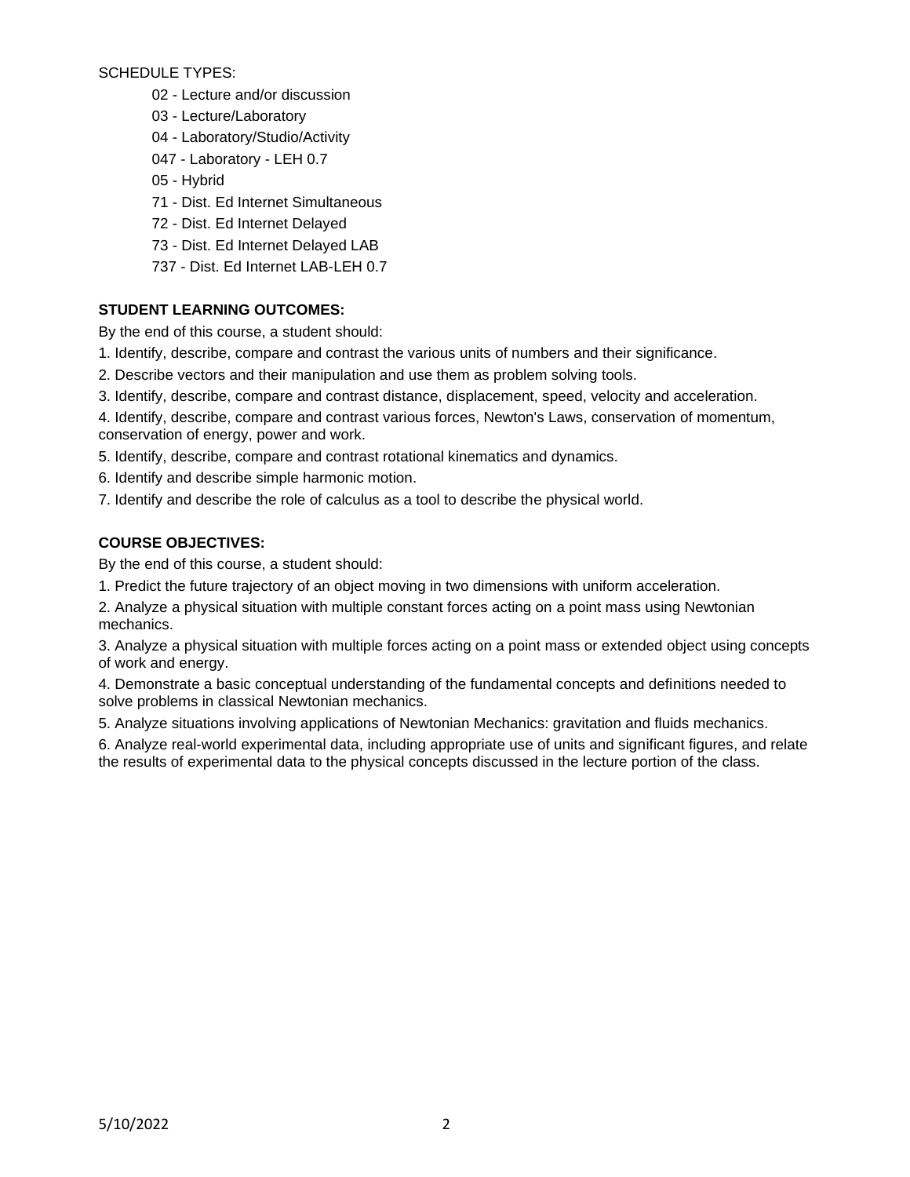SCHEDULE TYPES:

- 02 - Lecture and/or discussion
- 03 - Lecture/Laboratory
- 04 - Laboratory/Studio/Activity
- 047 - Laboratory - LEH 0.7
- 05 - Hybrid
- 71 - Dist. Ed Internet Simultaneous
- 72 - Dist. Ed Internet Delayed
- 73 - Dist. Ed Internet Delayed LAB
- 737 - Dist. Ed Internet LAB-LEH 0.7

**STUDENT LEARNING OUTCOMES:**

By the end of this course, a student should:

1. Identify, describe, compare and contrast the various units of numbers and their significance.
2. Describe vectors and their manipulation and use them as problem solving tools.
3. Identify, describe, compare and contrast distance, displacement, speed, velocity and acceleration.
4. Identify, describe, compare and contrast various forces, Newton's Laws, conservation of momentum, conservation of energy, power and work.
5. Identify, describe, compare and contrast rotational kinematics and dynamics.
6. Identify and describe simple harmonic motion.
7. Identify and describe the role of calculus as a tool to describe the physical world.

**COURSE OBJECTIVES:**

By the end of this course, a student should:

1. Predict the future trajectory of an object moving in two dimensions with uniform acceleration.
2. Analyze a physical situation with multiple constant forces acting on a point mass using Newtonian mechanics.
3. Analyze a physical situation with multiple forces acting on a point mass or extended object using concepts of work and energy.
4. Demonstrate a basic conceptual understanding of the fundamental concepts and definitions needed to solve problems in classical Newtonian mechanics.
5. Analyze situations involving applications of Newtonian Mechanics: gravitation and fluids mechanics.
6. Analyze real-world experimental data, including appropriate use of units and significant figures, and relate the results of experimental data to the physical concepts discussed in the lecture portion of the class.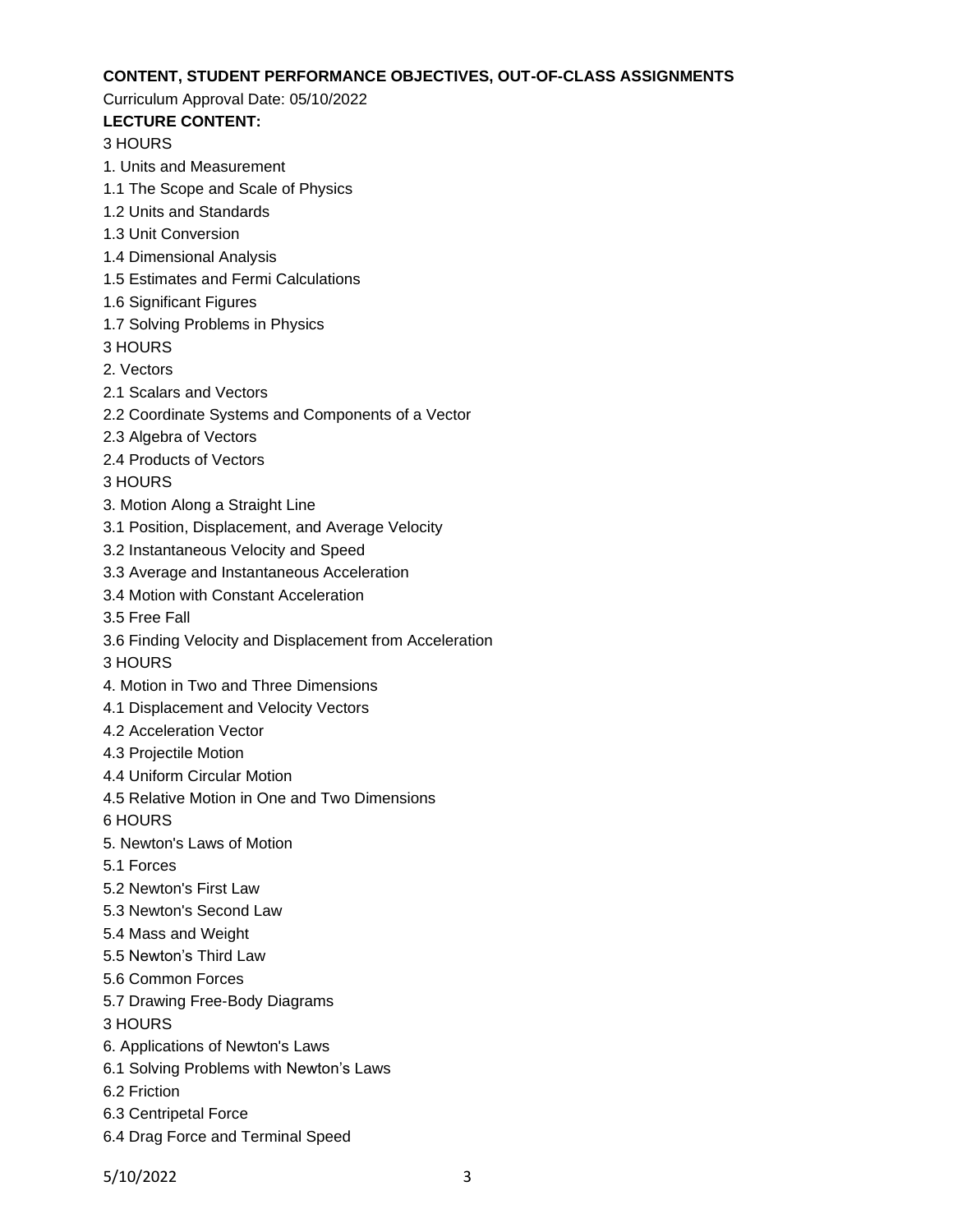**CONTENT, STUDENT PERFORMANCE OBJECTIVES, OUT-OF-CLASS ASSIGNMENTS**

Curriculum Approval Date: 05/10/2022

**LECTURE CONTENT:**

3 HOURS

1. Units and Measurement

1.1 The Scope and Scale of Physics

1.2 Units and Standards

1.3 Unit Conversion

1.4 Dimensional Analysis

1.5 Estimates and Fermi Calculations

1.6 Significant Figures

1.7 Solving Problems in Physics

3 HOURS

2. Vectors

2.1 Scalars and Vectors

2.2 Coordinate Systems and Components of a Vector

2.3 Algebra of Vectors

2.4 Products of Vectors

3 HOURS

3. Motion Along a Straight Line

3.1 Position, Displacement, and Average Velocity

3.2 Instantaneous Velocity and Speed

3.3 Average and Instantaneous Acceleration

3.4 Motion with Constant Acceleration

3.5 Free Fall

3.6 Finding Velocity and Displacement from Acceleration

3 HOURS

4. Motion in Two and Three Dimensions

4.1 Displacement and Velocity Vectors

4.2 Acceleration Vector

4.3 Projectile Motion

4.4 Uniform Circular Motion

4.5 Relative Motion in One and Two Dimensions

6 HOURS

5. Newton's Laws of Motion

5.1 Forces

5.2 Newton's First Law

5.3 Newton's Second Law

5.4 Mass and Weight

5.5 Newton’s Third Law

5.6 Common Forces

5.7 Drawing Free-Body Diagrams

3 HOURS

6. Applications of Newton's Laws

6.1 Solving Problems with Newton’s Laws

6.2 Friction

6.3 Centripetal Force

6.4 Drag Force and Terminal Speed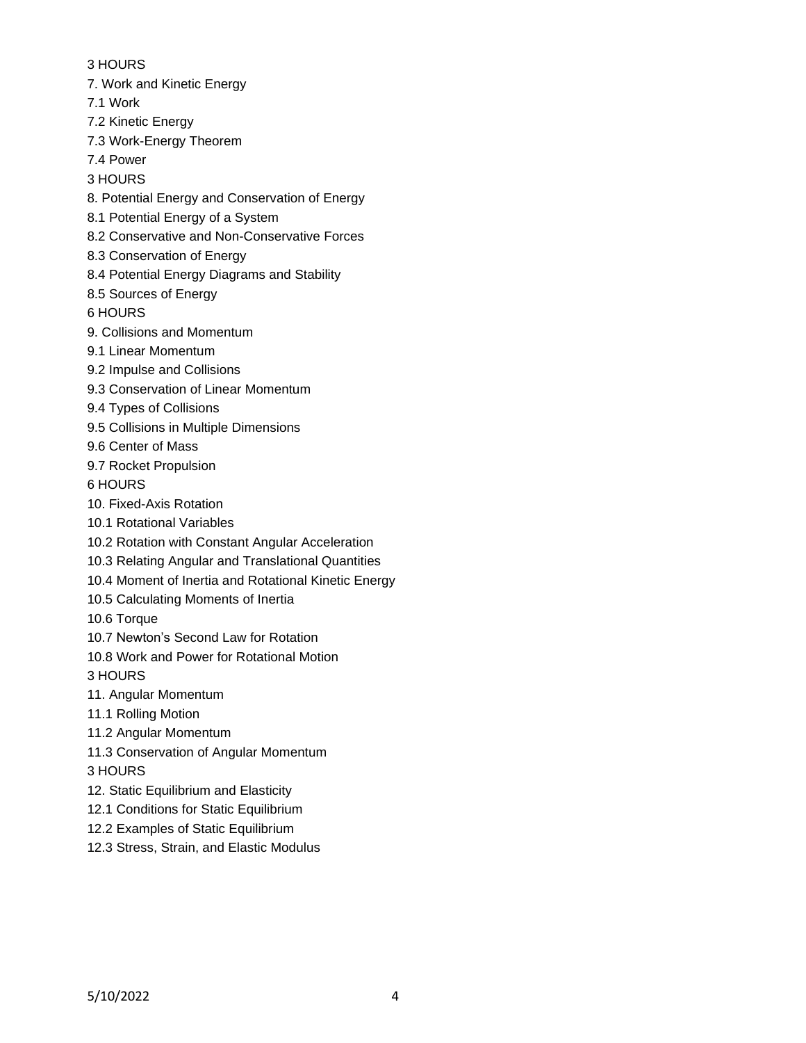3 HOURS

7. Work and Kinetic Energy

7.1 Work

7.2 Kinetic Energy

7.3 Work-Energy Theorem

7.4 Power

3 HOURS

8. Potential Energy and Conservation of Energy

8.1 Potential Energy of a System

8.2 Conservative and Non-Conservative Forces

8.3 Conservation of Energy

8.4 Potential Energy Diagrams and Stability

8.5 Sources of Energy

6 HOURS

9. Collisions and Momentum

9.1 Linear Momentum

9.2 Impulse and Collisions

9.3 Conservation of Linear Momentum

9.4 Types of Collisions

9.5 Collisions in Multiple Dimensions

9.6 Center of Mass

9.7 Rocket Propulsion

6 HOURS

10. Fixed-Axis Rotation

10.1 Rotational Variables

10.2 Rotation with Constant Angular Acceleration

10.3 Relating Angular and Translational Quantities

10.4 Moment of Inertia and Rotational Kinetic Energy

10.5 Calculating Moments of Inertia

10.6 Torque

10.7 Newton's Second Law for Rotation

10.8 Work and Power for Rotational Motion

3 HOURS

11. Angular Momentum

11.1 Rolling Motion

11.2 Angular Momentum

11.3 Conservation of Angular Momentum

3 HOURS

12. Static Equilibrium and Elasticity

12.1 Conditions for Static Equilibrium

12.2 Examples of Static Equilibrium

12.3 Stress, Strain, and Elastic Modulus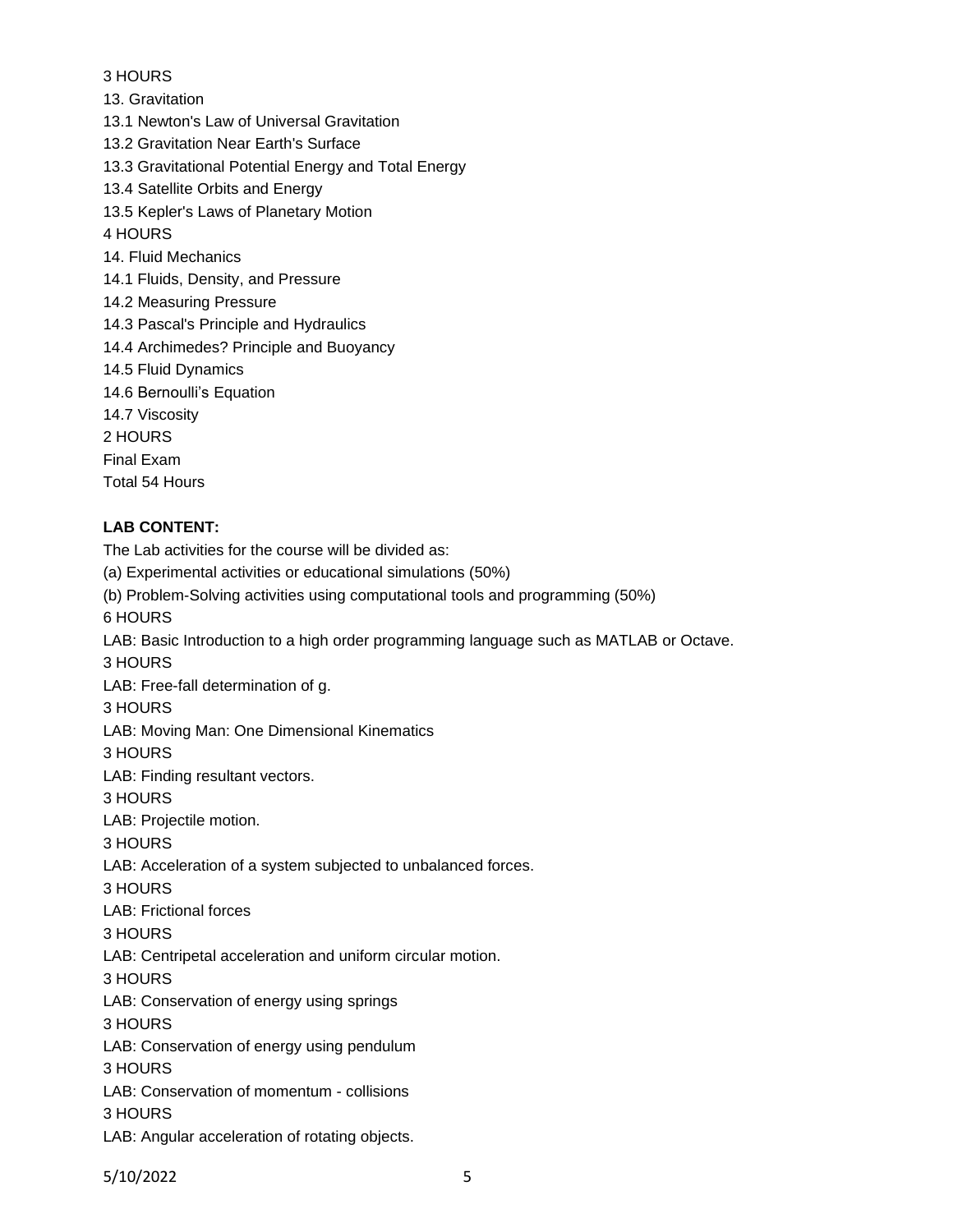3 HOURS

13. Gravitation

13.1 Newton's Law of Universal Gravitation

13.2 Gravitation Near Earth's Surface

13.3 Gravitational Potential Energy and Total Energy

13.4 Satellite Orbits and Energy

13.5 Kepler's Laws of Planetary Motion

4 HOURS

14. Fluid Mechanics

14.1 Fluids, Density, and Pressure

14.2 Measuring Pressure

14.3 Pascal's Principle and Hydraulics

14.4 Archimedes? Principle and Buoyancy

14.5 Fluid Dynamics

14.6 Bernoulli's Equation

14.7 Viscosity

2 HOURS

Final Exam

Total 54 Hours

**LAB CONTENT:**

The Lab activities for the course will be divided as:

(a) Experimental activities or educational simulations (50%)

(b) Problem-Solving activities using computational tools and programming (50%)

6 HOURS

LAB: Basic Introduction to a high order programming language such as MATLAB or Octave.

3 HOURS

LAB: Free-fall determination of g.

3 HOURS

LAB: Moving Man: One Dimensional Kinematics

3 HOURS

LAB: Finding resultant vectors.

3 HOURS

LAB: Projectile motion.

3 HOURS

LAB: Acceleration of a system subjected to unbalanced forces.

3 HOURS

LAB: Frictional forces

3 HOURS

LAB: Centripetal acceleration and uniform circular motion.

3 HOURS

LAB: Conservation of energy using springs

3 HOURS

LAB: Conservation of energy using pendulum

3 HOURS

LAB: Conservation of momentum - collisions

3 HOURS

LAB: Angular acceleration of rotating objects.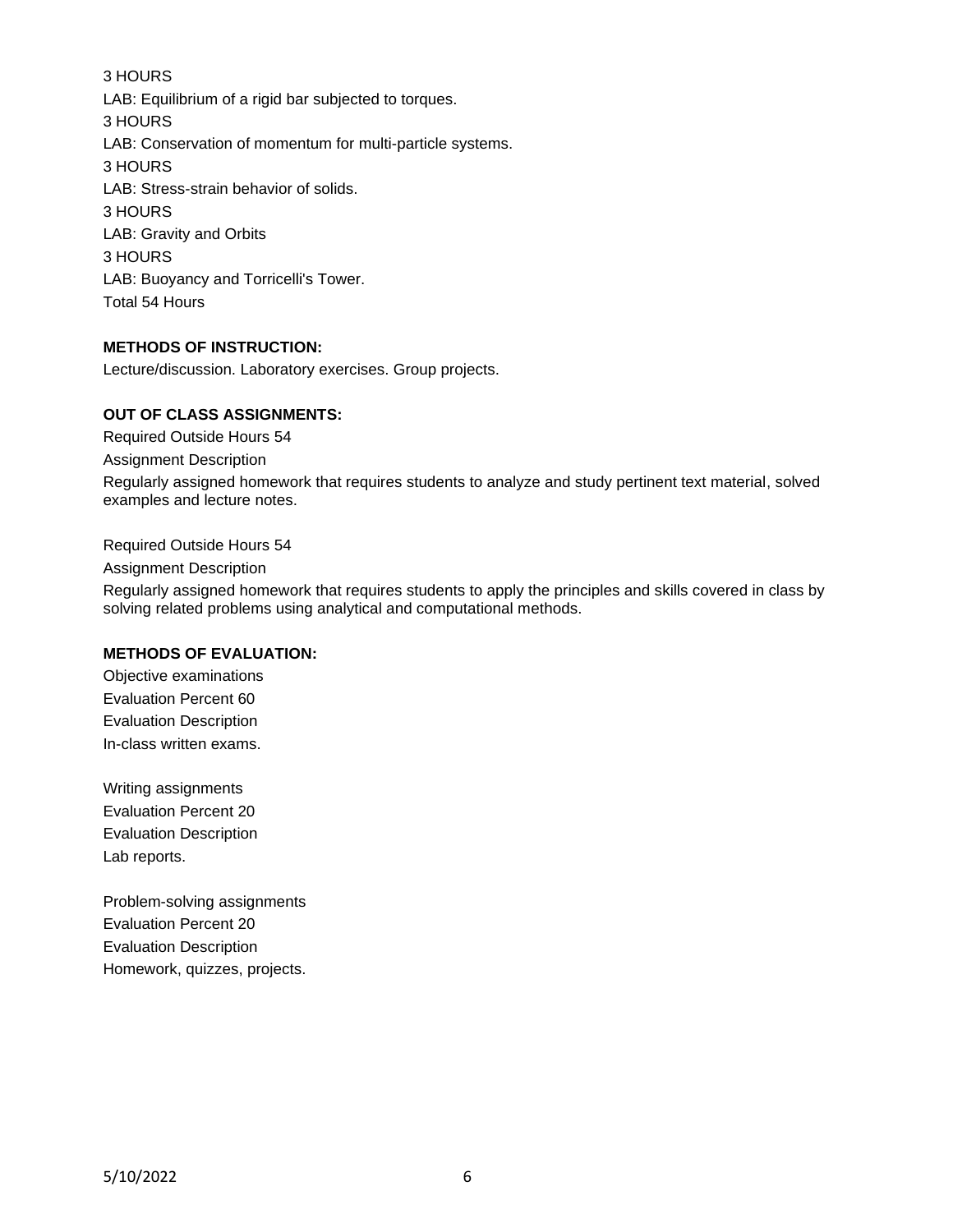3 HOURS

LAB: Equilibrium of a rigid bar subjected to torques.

3 HOURS

LAB: Conservation of momentum for multi-particle systems.

3 HOURS

LAB: Stress-strain behavior of solids.

3 HOURS

LAB: Gravity and Orbits

3 HOURS

LAB: Buoyancy and Torricelli's Tower.

Total 54 Hours

**METHODS OF INSTRUCTION:**

Lecture/discussion. Laboratory exercises. Group projects.

**OUT OF CLASS ASSIGNMENTS:**

Required Outside Hours 54

Assignment Description

Regularly assigned homework that requires students to analyze and study pertinent text material, solved examples and lecture notes.

Required Outside Hours 54

Assignment Description

Regularly assigned homework that requires students to apply the principles and skills covered in class by solving related problems using analytical and computational methods.

**METHODS OF EVALUATION:**

Objective examinations

Evaluation Percent 60

Evaluation Description

In-class written exams.

Writing assignments

Evaluation Percent 20

Evaluation Description

Lab reports.

Problem-solving assignments

Evaluation Percent 20

Evaluation Description

Homework, quizzes, projects.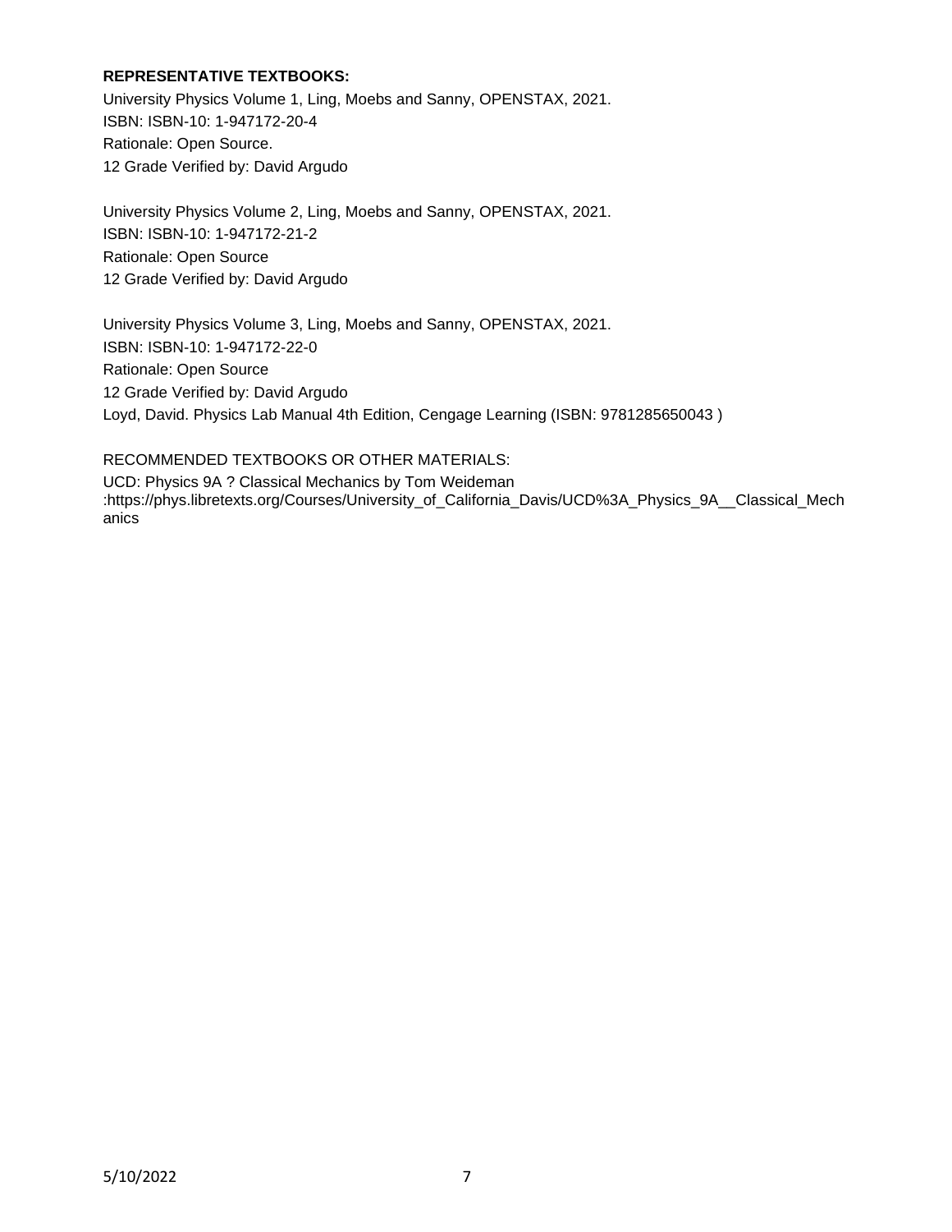**REPRESENTATIVE TEXTBOOKS:**

University Physics Volume 1, Ling, Moebs and Sanny, OPENSTAX, 2021.
ISBN: ISBN-10: 1-947172-20-4
Rationale: Open Source.
12 Grade Verified by: David Argudo

University Physics Volume 2, Ling, Moebs and Sanny, OPENSTAX, 2021.
ISBN: ISBN-10: 1-947172-21-2
Rationale: Open Source
12 Grade Verified by: David Argudo

University Physics Volume 3, Ling, Moebs and Sanny, OPENSTAX, 2021.
ISBN: ISBN-10: 1-947172-22-0
Rationale: Open Source
12 Grade Verified by: David Argudo
Loyd, David. Physics Lab Manual 4th Edition, Cengage Learning (ISBN: 9781285650043 )

RECOMMENDED TEXTBOOKS OR OTHER MATERIALS:

UCD: Physics 9A ? Classical Mechanics by Tom Weideman
:https://phys.libretexts.org/Courses/University_of_California_Davis/UCD%3A_Physics_9A__Classical_Mechanics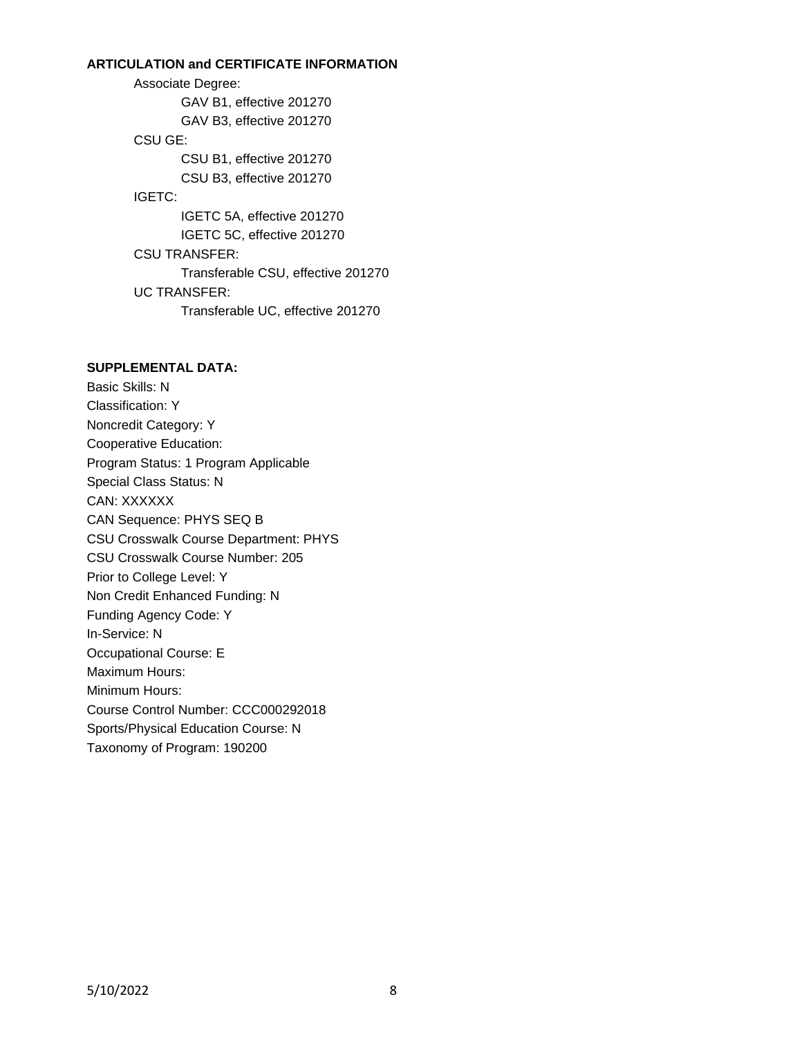**ARTICULATION and CERTIFICATE INFORMATION**

Associate Degree:

- GAV B1, effective 201270
- GAV B3, effective 201270

CSU GE:

- CSU B1, effective 201270
- CSU B3, effective 201270

IGETC:

- IGETC 5A, effective 201270
- IGETC 5C, effective 201270

CSU TRANSFER:

- Transferable CSU, effective 201270

UC TRANSFER:

- Transferable UC, effective 201270

**SUPPLEMENTAL DATA:**

Basic Skills: N
Classification: Y
Noncredit Category: Y
Cooperative Education:
Program Status: 1 Program Applicable
Special Class Status: N
CAN: XXXXXX
CAN Sequence: PHYS SEQ B
CSU Crosswalk Course Department: PHYS
CSU Crosswalk Course Number: 205
Prior to College Level: Y
Non Credit Enhanced Funding: N
Funding Agency Code: Y
In-Service: N
Occupational Course: E
Maximum Hours:
Minimum Hours:
Course Control Number: CCC000292018
Sports/Physical Education Course: N
Taxonomy of Program: 190200